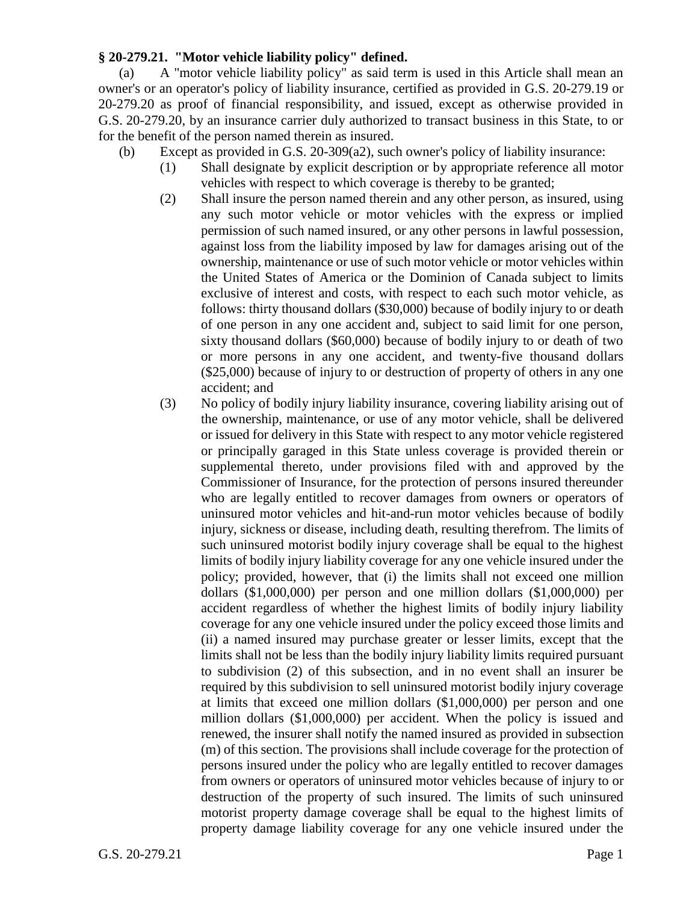**§ 20-279.21. "Motor vehicle liability policy" defined.**

(a) A "motor vehicle liability policy" as said term is used in this Article shall mean an owner's or an operator's policy of liability insurance, certified as provided in G.S. 20-279.19 or 20-279.20 as proof of financial responsibility, and issued, except as otherwise provided in G.S. 20-279.20, by an insurance carrier duly authorized to transact business in this State, to or for the benefit of the person named therein as insured.

(b) Except as provided in G.S. 20-309(a2), such owner's policy of liability insurance:

(1) Shall designate by explicit description or by appropriate reference all motor vehicles with respect to which coverage is thereby to be granted;

(2) Shall insure the person named therein and any other person, as insured, using any such motor vehicle or motor vehicles with the express or implied permission of such named insured, or any other persons in lawful possession, against loss from the liability imposed by law for damages arising out of the ownership, maintenance or use of such motor vehicle or motor vehicles within the United States of America or the Dominion of Canada subject to limits exclusive of interest and costs, with respect to each such motor vehicle, as follows: thirty thousand dollars ($30,000) because of bodily injury to or death of one person in any one accident and, subject to said limit for one person, sixty thousand dollars ($60,000) because of bodily injury to or death of two or more persons in any one accident, and twenty-five thousand dollars ($25,000) because of injury to or destruction of property of others in any one accident; and

(3) No policy of bodily injury liability insurance, covering liability arising out of the ownership, maintenance, or use of any motor vehicle, shall be delivered or issued for delivery in this State with respect to any motor vehicle registered or principally garaged in this State unless coverage is provided therein or supplemental thereto, under provisions filed with and approved by the Commissioner of Insurance, for the protection of persons insured thereunder who are legally entitled to recover damages from owners or operators of uninsured motor vehicles and hit-and-run motor vehicles because of bodily injury, sickness or disease, including death, resulting therefrom. The limits of such uninsured motorist bodily injury coverage shall be equal to the highest limits of bodily injury liability coverage for any one vehicle insured under the policy; provided, however, that (i) the limits shall not exceed one million dollars ($1,000,000) per person and one million dollars ($1,000,000) per accident regardless of whether the highest limits of bodily injury liability coverage for any one vehicle insured under the policy exceed those limits and (ii) a named insured may purchase greater or lesser limits, except that the limits shall not be less than the bodily injury liability limits required pursuant to subdivision (2) of this subsection, and in no event shall an insurer be required by this subdivision to sell uninsured motorist bodily injury coverage at limits that exceed one million dollars ($1,000,000) per person and one million dollars ($1,000,000) per accident. When the policy is issued and renewed, the insurer shall notify the named insured as provided in subsection (m) of this section. The provisions shall include coverage for the protection of persons insured under the policy who are legally entitled to recover damages from owners or operators of uninsured motor vehicles because of injury to or destruction of the property of such insured. The limits of such uninsured motorist property damage coverage shall be equal to the highest limits of property damage liability coverage for any one vehicle insured under the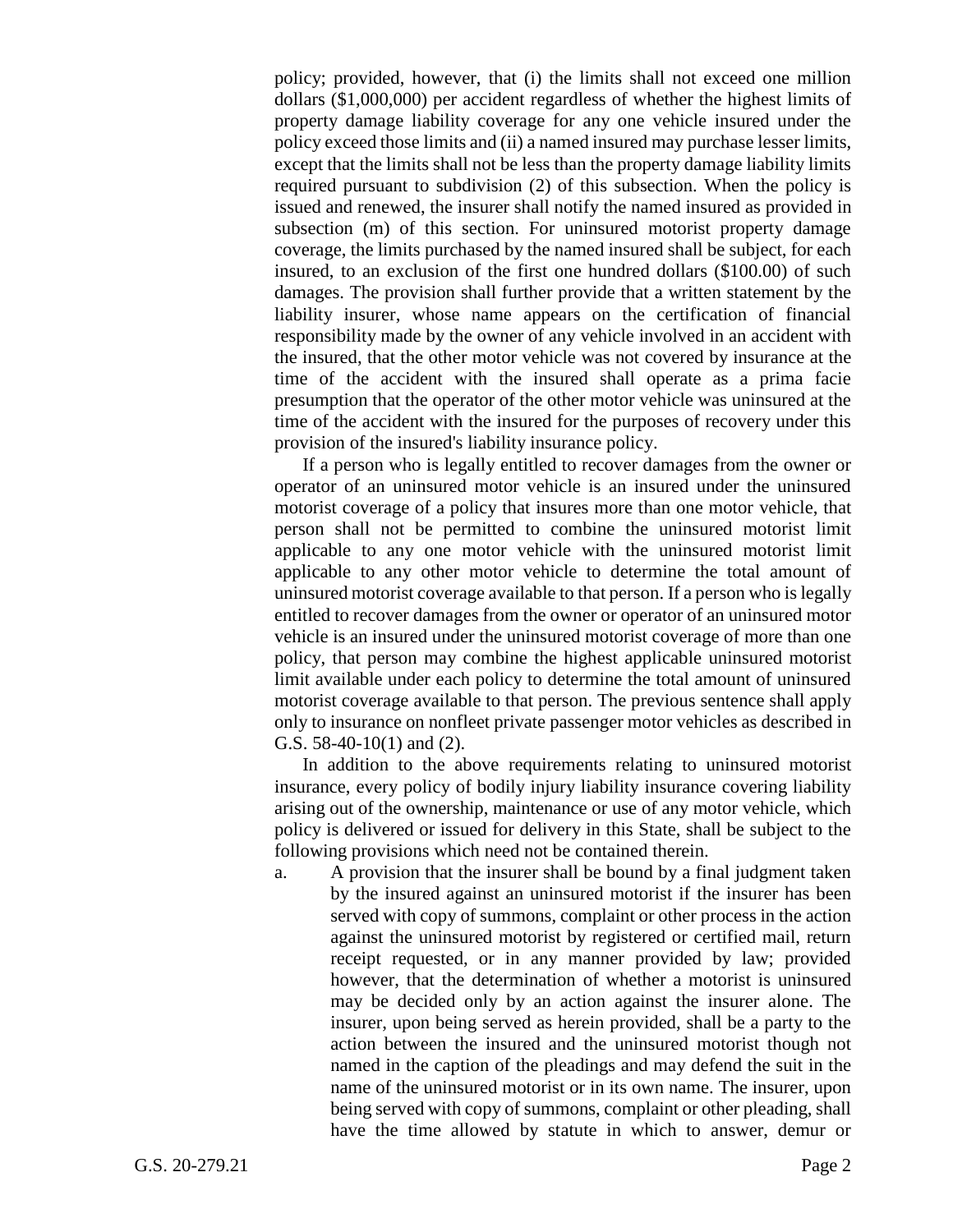policy; provided, however, that (i) the limits shall not exceed one million dollars ($1,000,000) per accident regardless of whether the highest limits of property damage liability coverage for any one vehicle insured under the policy exceed those limits and (ii) a named insured may purchase lesser limits, except that the limits shall not be less than the property damage liability limits required pursuant to subdivision (2) of this subsection. When the policy is issued and renewed, the insurer shall notify the named insured as provided in subsection (m) of this section. For uninsured motorist property damage coverage, the limits purchased by the named insured shall be subject, for each insured, to an exclusion of the first one hundred dollars ($100.00) of such damages. The provision shall further provide that a written statement by the liability insurer, whose name appears on the certification of financial responsibility made by the owner of any vehicle involved in an accident with the insured, that the other motor vehicle was not covered by insurance at the time of the accident with the insured shall operate as a prima facie presumption that the operator of the other motor vehicle was uninsured at the time of the accident with the insured for the purposes of recovery under this provision of the insured's liability insurance policy.

If a person who is legally entitled to recover damages from the owner or operator of an uninsured motor vehicle is an insured under the uninsured motorist coverage of a policy that insures more than one motor vehicle, that person shall not be permitted to combine the uninsured motorist limit applicable to any one motor vehicle with the uninsured motorist limit applicable to any other motor vehicle to determine the total amount of uninsured motorist coverage available to that person. If a person who is legally entitled to recover damages from the owner or operator of an uninsured motor vehicle is an insured under the uninsured motorist coverage of more than one policy, that person may combine the highest applicable uninsured motorist limit available under each policy to determine the total amount of uninsured motorist coverage available to that person. The previous sentence shall apply only to insurance on nonfleet private passenger motor vehicles as described in G.S. 58-40-10(1) and (2).

In addition to the above requirements relating to uninsured motorist insurance, every policy of bodily injury liability insurance covering liability arising out of the ownership, maintenance or use of any motor vehicle, which policy is delivered or issued for delivery in this State, shall be subject to the following provisions which need not be contained therein.

a. A provision that the insurer shall be bound by a final judgment taken by the insured against an uninsured motorist if the insurer has been served with copy of summons, complaint or other process in the action against the uninsured motorist by registered or certified mail, return receipt requested, or in any manner provided by law; provided however, that the determination of whether a motorist is uninsured may be decided only by an action against the insurer alone. The insurer, upon being served as herein provided, shall be a party to the action between the insured and the uninsured motorist though not named in the caption of the pleadings and may defend the suit in the name of the uninsured motorist or in its own name. The insurer, upon being served with copy of summons, complaint or other pleading, shall have the time allowed by statute in which to answer, demur or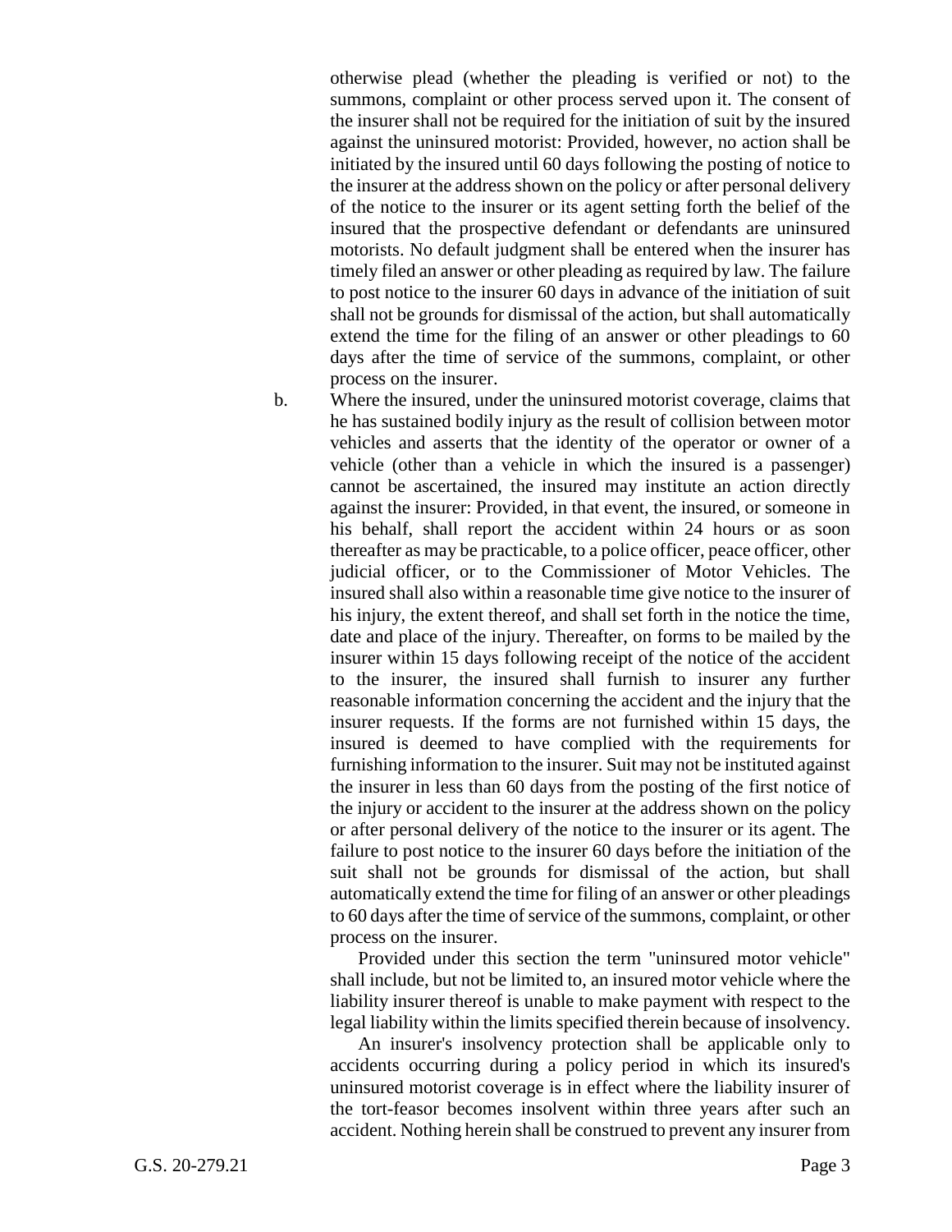otherwise plead (whether the pleading is verified or not) to the summons, complaint or other process served upon it. The consent of the insurer shall not be required for the initiation of suit by the insured against the uninsured motorist: Provided, however, no action shall be initiated by the insured until 60 days following the posting of notice to the insurer at the address shown on the policy or after personal delivery of the notice to the insurer or its agent setting forth the belief of the insured that the prospective defendant or defendants are uninsured motorists. No default judgment shall be entered when the insurer has timely filed an answer or other pleading as required by law. The failure to post notice to the insurer 60 days in advance of the initiation of suit shall not be grounds for dismissal of the action, but shall automatically extend the time for the filing of an answer or other pleadings to 60 days after the time of service of the summons, complaint, or other process on the insurer.

b. Where the insured, under the uninsured motorist coverage, claims that he has sustained bodily injury as the result of collision between motor vehicles and asserts that the identity of the operator or owner of a vehicle (other than a vehicle in which the insured is a passenger) cannot be ascertained, the insured may institute an action directly against the insurer: Provided, in that event, the insured, or someone in his behalf, shall report the accident within 24 hours or as soon thereafter as may be practicable, to a police officer, peace officer, other judicial officer, or to the Commissioner of Motor Vehicles. The insured shall also within a reasonable time give notice to the insurer of his injury, the extent thereof, and shall set forth in the notice the time, date and place of the injury. Thereafter, on forms to be mailed by the insurer within 15 days following receipt of the notice of the accident to the insurer, the insured shall furnish to insurer any further reasonable information concerning the accident and the injury that the insurer requests. If the forms are not furnished within 15 days, the insured is deemed to have complied with the requirements for furnishing information to the insurer. Suit may not be instituted against the insurer in less than 60 days from the posting of the first notice of the injury or accident to the insurer at the address shown on the policy or after personal delivery of the notice to the insurer or its agent. The failure to post notice to the insurer 60 days before the initiation of the suit shall not be grounds for dismissal of the action, but shall automatically extend the time for filing of an answer or other pleadings to 60 days after the time of service of the summons, complaint, or other process on the insurer.

Provided under this section the term "uninsured motor vehicle" shall include, but not be limited to, an insured motor vehicle where the liability insurer thereof is unable to make payment with respect to the legal liability within the limits specified therein because of insolvency.

An insurer's insolvency protection shall be applicable only to accidents occurring during a policy period in which its insured's uninsured motorist coverage is in effect where the liability insurer of the tort-feasor becomes insolvent within three years after such an accident. Nothing herein shall be construed to prevent any insurer from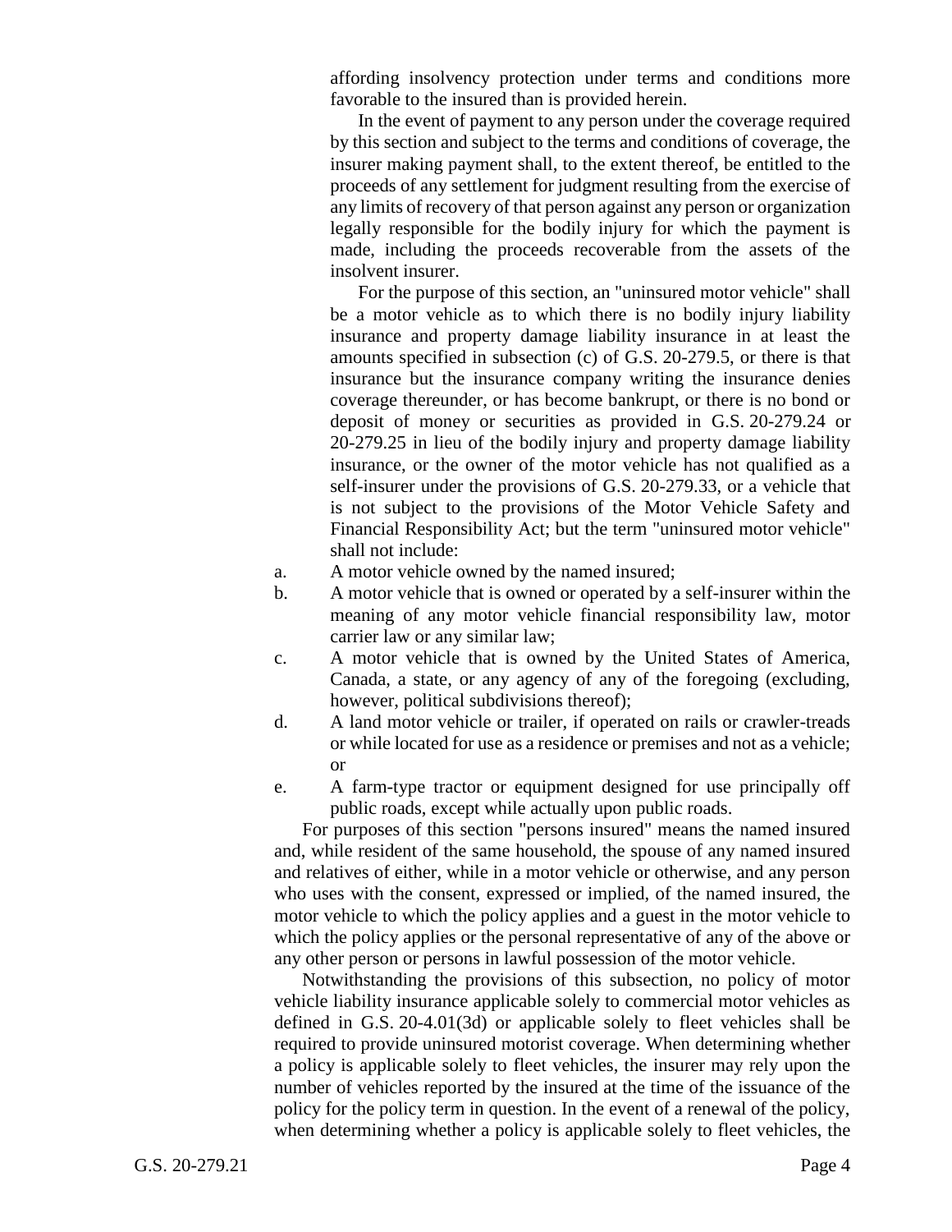affording insolvency protection under terms and conditions more favorable to the insured than is provided herein.

In the event of payment to any person under the coverage required by this section and subject to the terms and conditions of coverage, the insurer making payment shall, to the extent thereof, be entitled to the proceeds of any settlement for judgment resulting from the exercise of any limits of recovery of that person against any person or organization legally responsible for the bodily injury for which the payment is made, including the proceeds recoverable from the assets of the insolvent insurer.

For the purpose of this section, an "uninsured motor vehicle" shall be a motor vehicle as to which there is no bodily injury liability insurance and property damage liability insurance in at least the amounts specified in subsection (c) of G.S. 20-279.5, or there is that insurance but the insurance company writing the insurance denies coverage thereunder, or has become bankrupt, or there is no bond or deposit of money or securities as provided in G.S. 20-279.24 or 20-279.25 in lieu of the bodily injury and property damage liability insurance, or the owner of the motor vehicle has not qualified as a self-insurer under the provisions of G.S. 20-279.33, or a vehicle that is not subject to the provisions of the Motor Vehicle Safety and Financial Responsibility Act; but the term "uninsured motor vehicle" shall not include:

a. A motor vehicle owned by the named insured;

b. A motor vehicle that is owned or operated by a self-insurer within the meaning of any motor vehicle financial responsibility law, motor carrier law or any similar law;

c. A motor vehicle that is owned by the United States of America, Canada, a state, or any agency of any of the foregoing (excluding, however, political subdivisions thereof);

d. A land motor vehicle or trailer, if operated on rails or crawler-treads or while located for use as a residence or premises and not as a vehicle; or

e. A farm-type tractor or equipment designed for use principally off public roads, except while actually upon public roads.

For purposes of this section "persons insured" means the named insured and, while resident of the same household, the spouse of any named insured and relatives of either, while in a motor vehicle or otherwise, and any person who uses with the consent, expressed or implied, of the named insured, the motor vehicle to which the policy applies and a guest in the motor vehicle to which the policy applies or the personal representative of any of the above or any other person or persons in lawful possession of the motor vehicle.

Notwithstanding the provisions of this subsection, no policy of motor vehicle liability insurance applicable solely to commercial motor vehicles as defined in G.S. 20-4.01(3d) or applicable solely to fleet vehicles shall be required to provide uninsured motorist coverage. When determining whether a policy is applicable solely to fleet vehicles, the insurer may rely upon the number of vehicles reported by the insured at the time of the issuance of the policy for the policy term in question. In the event of a renewal of the policy, when determining whether a policy is applicable solely to fleet vehicles, the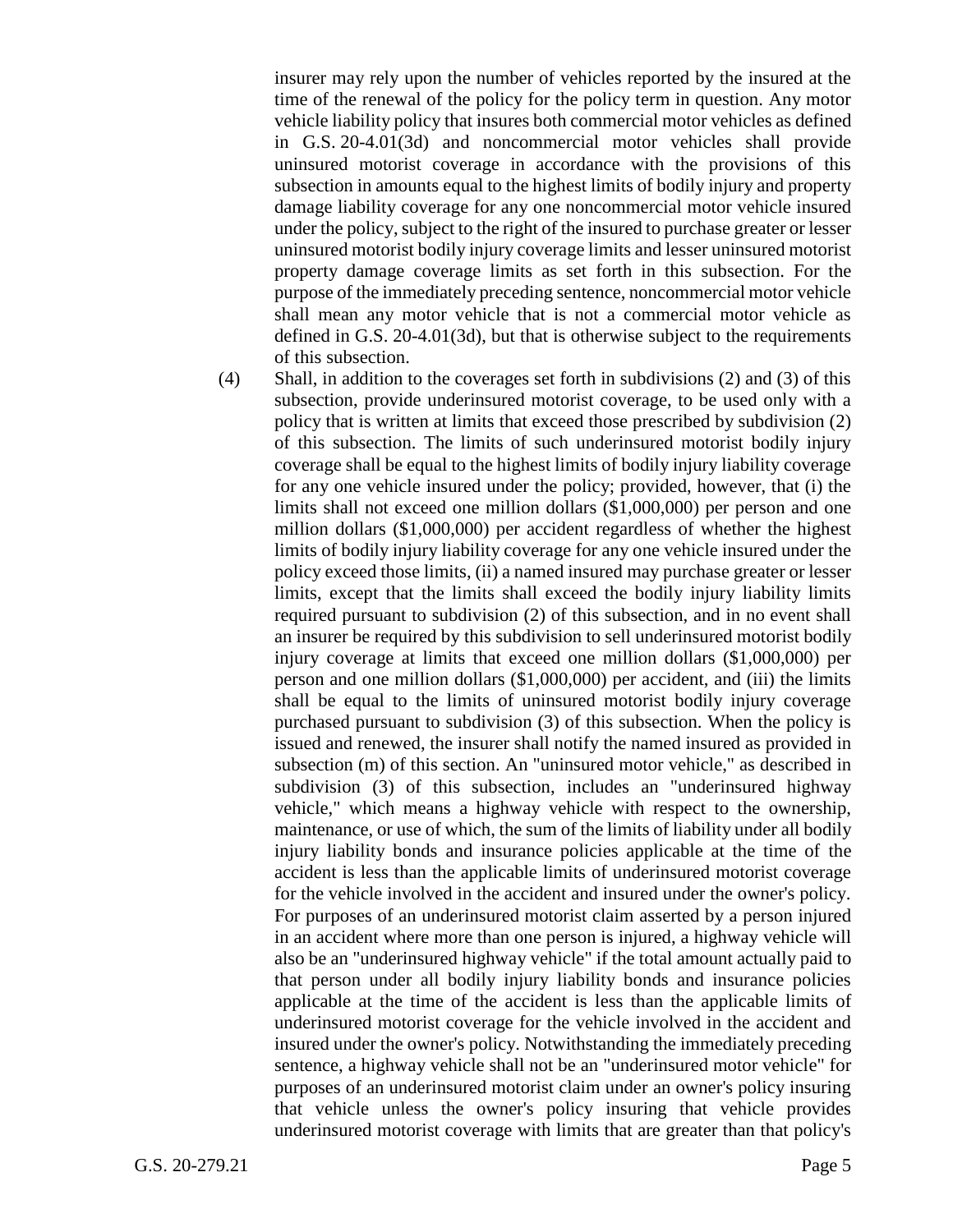insurer may rely upon the number of vehicles reported by the insured at the time of the renewal of the policy for the policy term in question. Any motor vehicle liability policy that insures both commercial motor vehicles as defined in G.S. 20-4.01(3d) and noncommercial motor vehicles shall provide uninsured motorist coverage in accordance with the provisions of this subsection in amounts equal to the highest limits of bodily injury and property damage liability coverage for any one noncommercial motor vehicle insured under the policy, subject to the right of the insured to purchase greater or lesser uninsured motorist bodily injury coverage limits and lesser uninsured motorist property damage coverage limits as set forth in this subsection. For the purpose of the immediately preceding sentence, noncommercial motor vehicle shall mean any motor vehicle that is not a commercial motor vehicle as defined in G.S. 20-4.01(3d), but that is otherwise subject to the requirements of this subsection.

(4) Shall, in addition to the coverages set forth in subdivisions (2) and (3) of this subsection, provide underinsured motorist coverage, to be used only with a policy that is written at limits that exceed those prescribed by subdivision (2) of this subsection. The limits of such underinsured motorist bodily injury coverage shall be equal to the highest limits of bodily injury liability coverage for any one vehicle insured under the policy; provided, however, that (i) the limits shall not exceed one million dollars ($1,000,000) per person and one million dollars ($1,000,000) per accident regardless of whether the highest limits of bodily injury liability coverage for any one vehicle insured under the policy exceed those limits, (ii) a named insured may purchase greater or lesser limits, except that the limits shall exceed the bodily injury liability limits required pursuant to subdivision (2) of this subsection, and in no event shall an insurer be required by this subdivision to sell underinsured motorist bodily injury coverage at limits that exceed one million dollars ($1,000,000) per person and one million dollars ($1,000,000) per accident, and (iii) the limits shall be equal to the limits of uninsured motorist bodily injury coverage purchased pursuant to subdivision (3) of this subsection. When the policy is issued and renewed, the insurer shall notify the named insured as provided in subsection (m) of this section. An "uninsured motor vehicle," as described in subdivision (3) of this subsection, includes an "underinsured highway vehicle," which means a highway vehicle with respect to the ownership, maintenance, or use of which, the sum of the limits of liability under all bodily injury liability bonds and insurance policies applicable at the time of the accident is less than the applicable limits of underinsured motorist coverage for the vehicle involved in the accident and insured under the owner's policy. For purposes of an underinsured motorist claim asserted by a person injured in an accident where more than one person is injured, a highway vehicle will also be an "underinsured highway vehicle" if the total amount actually paid to that person under all bodily injury liability bonds and insurance policies applicable at the time of the accident is less than the applicable limits of underinsured motorist coverage for the vehicle involved in the accident and insured under the owner's policy. Notwithstanding the immediately preceding sentence, a highway vehicle shall not be an "underinsured motor vehicle" for purposes of an underinsured motorist claim under an owner's policy insuring that vehicle unless the owner's policy insuring that vehicle provides underinsured motorist coverage with limits that are greater than that policy's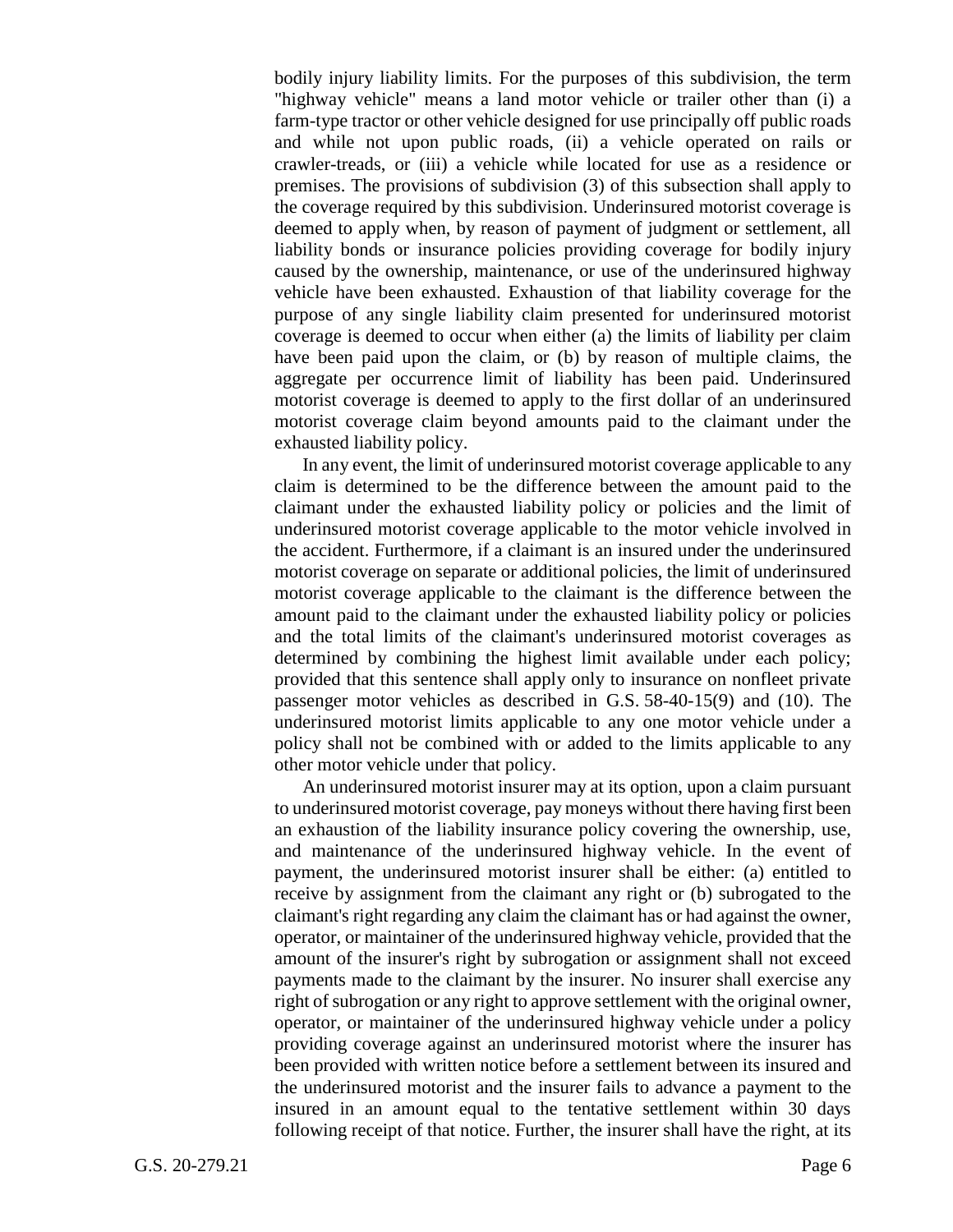bodily injury liability limits. For the purposes of this subdivision, the term "highway vehicle" means a land motor vehicle or trailer other than (i) a farm-type tractor or other vehicle designed for use principally off public roads and while not upon public roads, (ii) a vehicle operated on rails or crawler-treads, or (iii) a vehicle while located for use as a residence or premises. The provisions of subdivision (3) of this subsection shall apply to the coverage required by this subdivision. Underinsured motorist coverage is deemed to apply when, by reason of payment of judgment or settlement, all liability bonds or insurance policies providing coverage for bodily injury caused by the ownership, maintenance, or use of the underinsured highway vehicle have been exhausted. Exhaustion of that liability coverage for the purpose of any single liability claim presented for underinsured motorist coverage is deemed to occur when either (a) the limits of liability per claim have been paid upon the claim, or (b) by reason of multiple claims, the aggregate per occurrence limit of liability has been paid. Underinsured motorist coverage is deemed to apply to the first dollar of an underinsured motorist coverage claim beyond amounts paid to the claimant under the exhausted liability policy.

In any event, the limit of underinsured motorist coverage applicable to any claim is determined to be the difference between the amount paid to the claimant under the exhausted liability policy or policies and the limit of underinsured motorist coverage applicable to the motor vehicle involved in the accident. Furthermore, if a claimant is an insured under the underinsured motorist coverage on separate or additional policies, the limit of underinsured motorist coverage applicable to the claimant is the difference between the amount paid to the claimant under the exhausted liability policy or policies and the total limits of the claimant's underinsured motorist coverages as determined by combining the highest limit available under each policy; provided that this sentence shall apply only to insurance on nonfleet private passenger motor vehicles as described in G.S. 58-40-15(9) and (10). The underinsured motorist limits applicable to any one motor vehicle under a policy shall not be combined with or added to the limits applicable to any other motor vehicle under that policy.

An underinsured motorist insurer may at its option, upon a claim pursuant to underinsured motorist coverage, pay moneys without there having first been an exhaustion of the liability insurance policy covering the ownership, use, and maintenance of the underinsured highway vehicle. In the event of payment, the underinsured motorist insurer shall be either: (a) entitled to receive by assignment from the claimant any right or (b) subrogated to the claimant's right regarding any claim the claimant has or had against the owner, operator, or maintainer of the underinsured highway vehicle, provided that the amount of the insurer's right by subrogation or assignment shall not exceed payments made to the claimant by the insurer. No insurer shall exercise any right of subrogation or any right to approve settlement with the original owner, operator, or maintainer of the underinsured highway vehicle under a policy providing coverage against an underinsured motorist where the insurer has been provided with written notice before a settlement between its insured and the underinsured motorist and the insurer fails to advance a payment to the insured in an amount equal to the tentative settlement within 30 days following receipt of that notice. Further, the insurer shall have the right, at its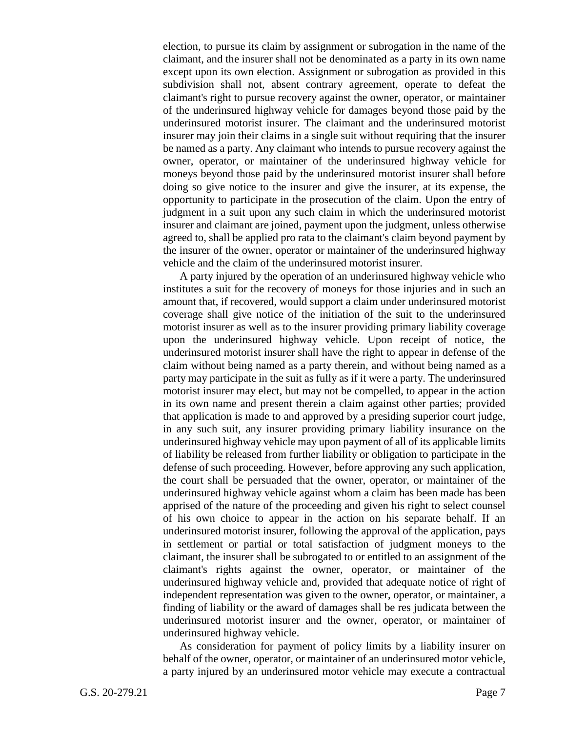election, to pursue its claim by assignment or subrogation in the name of the claimant, and the insurer shall not be denominated as a party in its own name except upon its own election. Assignment or subrogation as provided in this subdivision shall not, absent contrary agreement, operate to defeat the claimant's right to pursue recovery against the owner, operator, or maintainer of the underinsured highway vehicle for damages beyond those paid by the underinsured motorist insurer. The claimant and the underinsured motorist insurer may join their claims in a single suit without requiring that the insurer be named as a party. Any claimant who intends to pursue recovery against the owner, operator, or maintainer of the underinsured highway vehicle for moneys beyond those paid by the underinsured motorist insurer shall before doing so give notice to the insurer and give the insurer, at its expense, the opportunity to participate in the prosecution of the claim. Upon the entry of judgment in a suit upon any such claim in which the underinsured motorist insurer and claimant are joined, payment upon the judgment, unless otherwise agreed to, shall be applied pro rata to the claimant's claim beyond payment by the insurer of the owner, operator or maintainer of the underinsured highway vehicle and the claim of the underinsured motorist insurer.

A party injured by the operation of an underinsured highway vehicle who institutes a suit for the recovery of moneys for those injuries and in such an amount that, if recovered, would support a claim under underinsured motorist coverage shall give notice of the initiation of the suit to the underinsured motorist insurer as well as to the insurer providing primary liability coverage upon the underinsured highway vehicle. Upon receipt of notice, the underinsured motorist insurer shall have the right to appear in defense of the claim without being named as a party therein, and without being named as a party may participate in the suit as fully as if it were a party. The underinsured motorist insurer may elect, but may not be compelled, to appear in the action in its own name and present therein a claim against other parties; provided that application is made to and approved by a presiding superior court judge, in any such suit, any insurer providing primary liability insurance on the underinsured highway vehicle may upon payment of all of its applicable limits of liability be released from further liability or obligation to participate in the defense of such proceeding. However, before approving any such application, the court shall be persuaded that the owner, operator, or maintainer of the underinsured highway vehicle against whom a claim has been made has been apprised of the nature of the proceeding and given his right to select counsel of his own choice to appear in the action on his separate behalf. If an underinsured motorist insurer, following the approval of the application, pays in settlement or partial or total satisfaction of judgment moneys to the claimant, the insurer shall be subrogated to or entitled to an assignment of the claimant's rights against the owner, operator, or maintainer of the underinsured highway vehicle and, provided that adequate notice of right of independent representation was given to the owner, operator, or maintainer, a finding of liability or the award of damages shall be res judicata between the underinsured motorist insurer and the owner, operator, or maintainer of underinsured highway vehicle.

As consideration for payment of policy limits by a liability insurer on behalf of the owner, operator, or maintainer of an underinsured motor vehicle, a party injured by an underinsured motor vehicle may execute a contractual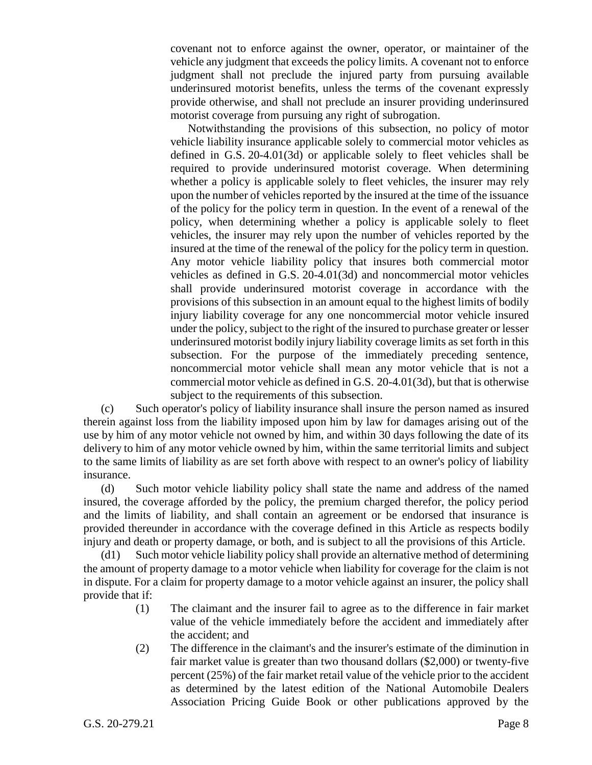covenant not to enforce against the owner, operator, or maintainer of the vehicle any judgment that exceeds the policy limits. A covenant not to enforce judgment shall not preclude the injured party from pursuing available underinsured motorist benefits, unless the terms of the covenant expressly provide otherwise, and shall not preclude an insurer providing underinsured motorist coverage from pursuing any right of subrogation.

Notwithstanding the provisions of this subsection, no policy of motor vehicle liability insurance applicable solely to commercial motor vehicles as defined in G.S. 20-4.01(3d) or applicable solely to fleet vehicles shall be required to provide underinsured motorist coverage. When determining whether a policy is applicable solely to fleet vehicles, the insurer may rely upon the number of vehicles reported by the insured at the time of the issuance of the policy for the policy term in question. In the event of a renewal of the policy, when determining whether a policy is applicable solely to fleet vehicles, the insurer may rely upon the number of vehicles reported by the insured at the time of the renewal of the policy for the policy term in question. Any motor vehicle liability policy that insures both commercial motor vehicles as defined in G.S. 20-4.01(3d) and noncommercial motor vehicles shall provide underinsured motorist coverage in accordance with the provisions of this subsection in an amount equal to the highest limits of bodily injury liability coverage for any one noncommercial motor vehicle insured under the policy, subject to the right of the insured to purchase greater or lesser underinsured motorist bodily injury liability coverage limits as set forth in this subsection. For the purpose of the immediately preceding sentence, noncommercial motor vehicle shall mean any motor vehicle that is not a commercial motor vehicle as defined in G.S. 20-4.01(3d), but that is otherwise subject to the requirements of this subsection.

(c) Such operator's policy of liability insurance shall insure the person named as insured therein against loss from the liability imposed upon him by law for damages arising out of the use by him of any motor vehicle not owned by him, and within 30 days following the date of its delivery to him of any motor vehicle owned by him, within the same territorial limits and subject to the same limits of liability as are set forth above with respect to an owner's policy of liability insurance.

(d) Such motor vehicle liability policy shall state the name and address of the named insured, the coverage afforded by the policy, the premium charged therefor, the policy period and the limits of liability, and shall contain an agreement or be endorsed that insurance is provided thereunder in accordance with the coverage defined in this Article as respects bodily injury and death or property damage, or both, and is subject to all the provisions of this Article.

(d1) Such motor vehicle liability policy shall provide an alternative method of determining the amount of property damage to a motor vehicle when liability for coverage for the claim is not in dispute. For a claim for property damage to a motor vehicle against an insurer, the policy shall provide that if:

(1) The claimant and the insurer fail to agree as to the difference in fair market value of the vehicle immediately before the accident and immediately after the accident; and

(2) The difference in the claimant's and the insurer's estimate of the diminution in fair market value is greater than two thousand dollars ($2,000) or twenty-five percent (25%) of the fair market retail value of the vehicle prior to the accident as determined by the latest edition of the National Automobile Dealers Association Pricing Guide Book or other publications approved by the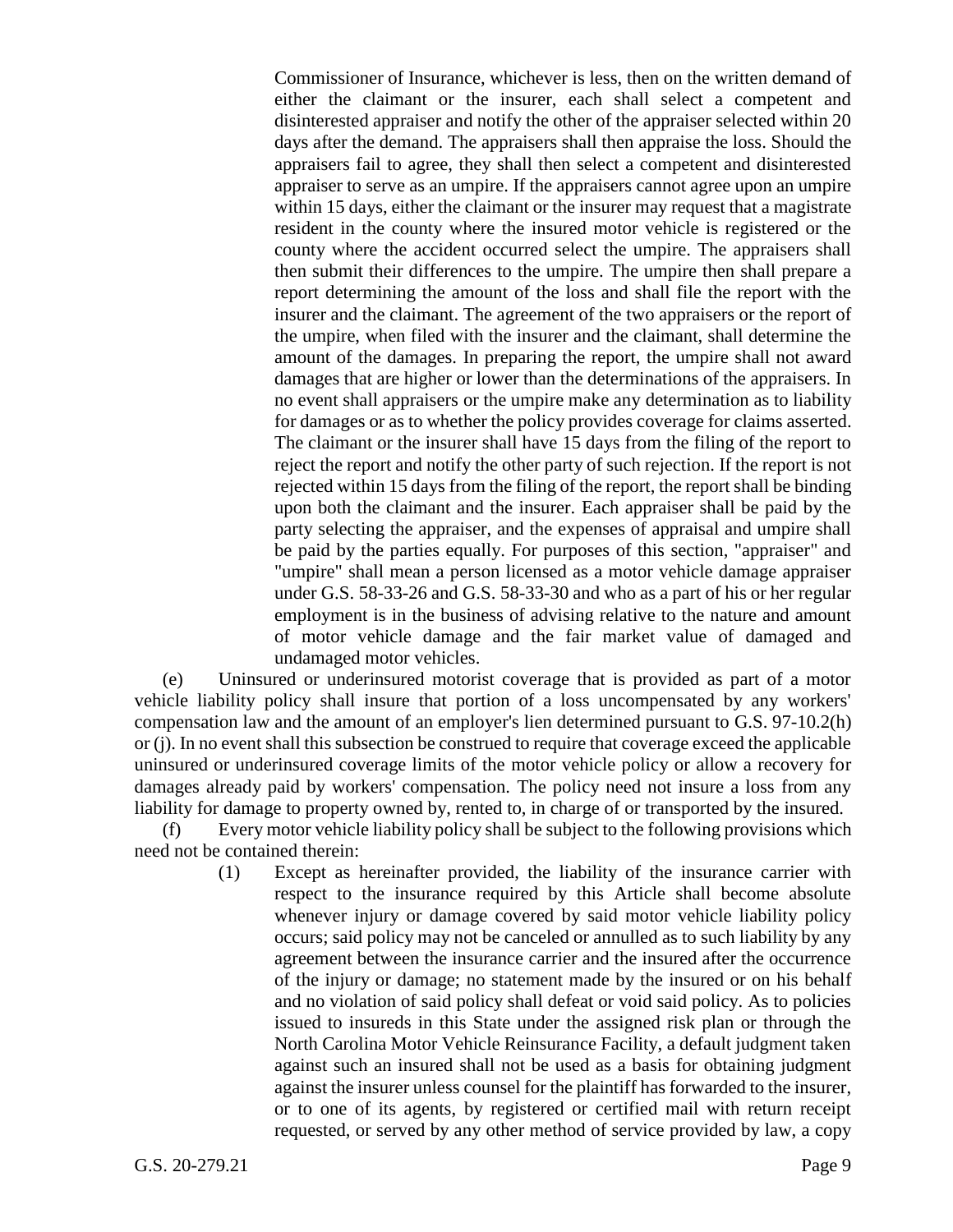Commissioner of Insurance, whichever is less, then on the written demand of either the claimant or the insurer, each shall select a competent and disinterested appraiser and notify the other of the appraiser selected within 20 days after the demand. The appraisers shall then appraise the loss. Should the appraisers fail to agree, they shall then select a competent and disinterested appraiser to serve as an umpire. If the appraisers cannot agree upon an umpire within 15 days, either the claimant or the insurer may request that a magistrate resident in the county where the insured motor vehicle is registered or the county where the accident occurred select the umpire. The appraisers shall then submit their differences to the umpire. The umpire then shall prepare a report determining the amount of the loss and shall file the report with the insurer and the claimant. The agreement of the two appraisers or the report of the umpire, when filed with the insurer and the claimant, shall determine the amount of the damages. In preparing the report, the umpire shall not award damages that are higher or lower than the determinations of the appraisers. In no event shall appraisers or the umpire make any determination as to liability for damages or as to whether the policy provides coverage for claims asserted. The claimant or the insurer shall have 15 days from the filing of the report to reject the report and notify the other party of such rejection. If the report is not rejected within 15 days from the filing of the report, the report shall be binding upon both the claimant and the insurer. Each appraiser shall be paid by the party selecting the appraiser, and the expenses of appraisal and umpire shall be paid by the parties equally. For purposes of this section, "appraiser" and "umpire" shall mean a person licensed as a motor vehicle damage appraiser under G.S. 58-33-26 and G.S. 58-33-30 and who as a part of his or her regular employment is in the business of advising relative to the nature and amount of motor vehicle damage and the fair market value of damaged and undamaged motor vehicles.

(e) Uninsured or underinsured motorist coverage that is provided as part of a motor vehicle liability policy shall insure that portion of a loss uncompensated by any workers' compensation law and the amount of an employer's lien determined pursuant to G.S. 97-10.2(h) or (j). In no event shall this subsection be construed to require that coverage exceed the applicable uninsured or underinsured coverage limits of the motor vehicle policy or allow a recovery for damages already paid by workers' compensation. The policy need not insure a loss from any liability for damage to property owned by, rented to, in charge of or transported by the insured.

(f) Every motor vehicle liability policy shall be subject to the following provisions which need not be contained therein:

(1) Except as hereinafter provided, the liability of the insurance carrier with respect to the insurance required by this Article shall become absolute whenever injury or damage covered by said motor vehicle liability policy occurs; said policy may not be canceled or annulled as to such liability by any agreement between the insurance carrier and the insured after the occurrence of the injury or damage; no statement made by the insured or on his behalf and no violation of said policy shall defeat or void said policy. As to policies issued to insureds in this State under the assigned risk plan or through the North Carolina Motor Vehicle Reinsurance Facility, a default judgment taken against such an insured shall not be used as a basis for obtaining judgment against the insurer unless counsel for the plaintiff has forwarded to the insurer, or to one of its agents, by registered or certified mail with return receipt requested, or served by any other method of service provided by law, a copy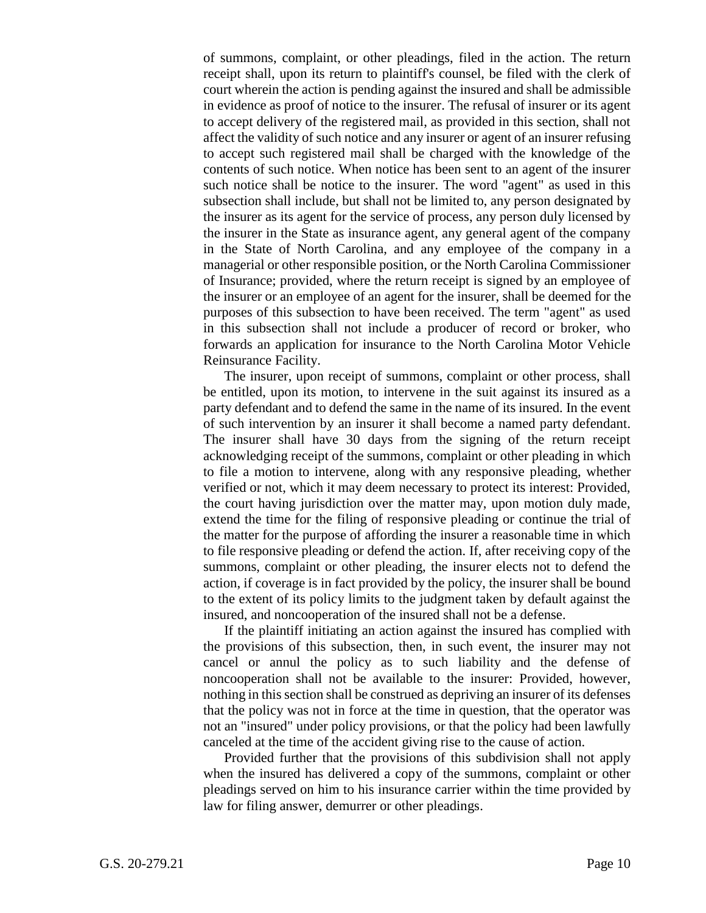of summons, complaint, or other pleadings, filed in the action. The return receipt shall, upon its return to plaintiff's counsel, be filed with the clerk of court wherein the action is pending against the insured and shall be admissible in evidence as proof of notice to the insurer. The refusal of insurer or its agent to accept delivery of the registered mail, as provided in this section, shall not affect the validity of such notice and any insurer or agent of an insurer refusing to accept such registered mail shall be charged with the knowledge of the contents of such notice. When notice has been sent to an agent of the insurer such notice shall be notice to the insurer. The word "agent" as used in this subsection shall include, but shall not be limited to, any person designated by the insurer as its agent for the service of process, any person duly licensed by the insurer in the State as insurance agent, any general agent of the company in the State of North Carolina, and any employee of the company in a managerial or other responsible position, or the North Carolina Commissioner of Insurance; provided, where the return receipt is signed by an employee of the insurer or an employee of an agent for the insurer, shall be deemed for the purposes of this subsection to have been received. The term "agent" as used in this subsection shall not include a producer of record or broker, who forwards an application for insurance to the North Carolina Motor Vehicle Reinsurance Facility.

The insurer, upon receipt of summons, complaint or other process, shall be entitled, upon its motion, to intervene in the suit against its insured as a party defendant and to defend the same in the name of its insured. In the event of such intervention by an insurer it shall become a named party defendant. The insurer shall have 30 days from the signing of the return receipt acknowledging receipt of the summons, complaint or other pleading in which to file a motion to intervene, along with any responsive pleading, whether verified or not, which it may deem necessary to protect its interest: Provided, the court having jurisdiction over the matter may, upon motion duly made, extend the time for the filing of responsive pleading or continue the trial of the matter for the purpose of affording the insurer a reasonable time in which to file responsive pleading or defend the action. If, after receiving copy of the summons, complaint or other pleading, the insurer elects not to defend the action, if coverage is in fact provided by the policy, the insurer shall be bound to the extent of its policy limits to the judgment taken by default against the insured, and noncooperation of the insured shall not be a defense.

If the plaintiff initiating an action against the insured has complied with the provisions of this subsection, then, in such event, the insurer may not cancel or annul the policy as to such liability and the defense of noncooperation shall not be available to the insurer: Provided, however, nothing in this section shall be construed as depriving an insurer of its defenses that the policy was not in force at the time in question, that the operator was not an "insured" under policy provisions, or that the policy had been lawfully canceled at the time of the accident giving rise to the cause of action.

Provided further that the provisions of this subdivision shall not apply when the insured has delivered a copy of the summons, complaint or other pleadings served on him to his insurance carrier within the time provided by law for filing answer, demurrer or other pleadings.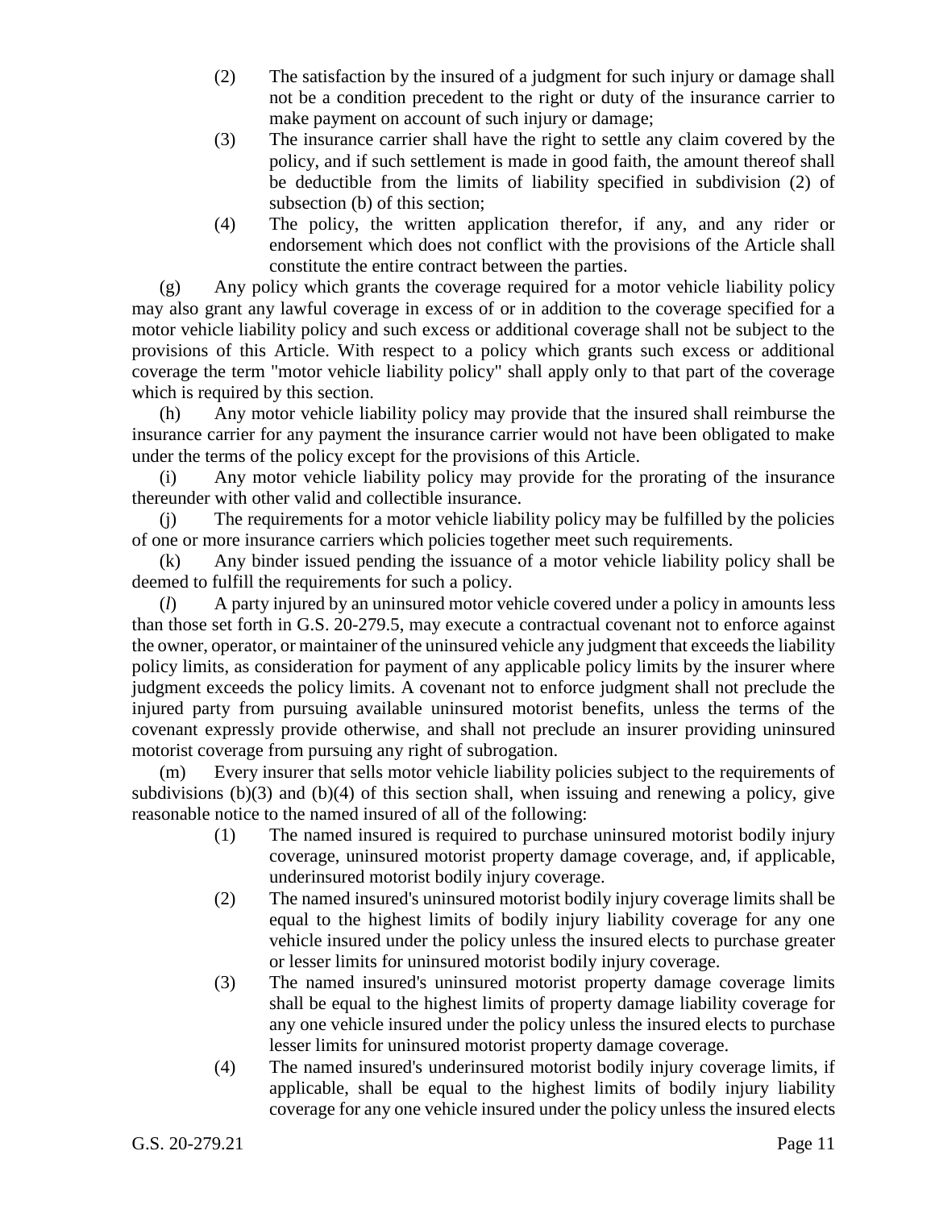(2) The satisfaction by the insured of a judgment for such injury or damage shall not be a condition precedent to the right or duty of the insurance carrier to make payment on account of such injury or damage;

(3) The insurance carrier shall have the right to settle any claim covered by the policy, and if such settlement is made in good faith, the amount thereof shall be deductible from the limits of liability specified in subdivision (2) of subsection (b) of this section;

(4) The policy, the written application therefor, if any, and any rider or endorsement which does not conflict with the provisions of the Article shall constitute the entire contract between the parties.

(g) Any policy which grants the coverage required for a motor vehicle liability policy may also grant any lawful coverage in excess of or in addition to the coverage specified for a motor vehicle liability policy and such excess or additional coverage shall not be subject to the provisions of this Article. With respect to a policy which grants such excess or additional coverage the term "motor vehicle liability policy" shall apply only to that part of the coverage which is required by this section.

(h) Any motor vehicle liability policy may provide that the insured shall reimburse the insurance carrier for any payment the insurance carrier would not have been obligated to make under the terms of the policy except for the provisions of this Article.

(i) Any motor vehicle liability policy may provide for the prorating of the insurance thereunder with other valid and collectible insurance.

(j) The requirements for a motor vehicle liability policy may be fulfilled by the policies of one or more insurance carriers which policies together meet such requirements.

(k) Any binder issued pending the issuance of a motor vehicle liability policy shall be deemed to fulfill the requirements for such a policy.

(*l*) A party injured by an uninsured motor vehicle covered under a policy in amounts less than those set forth in G.S. 20-279.5, may execute a contractual covenant not to enforce against the owner, operator, or maintainer of the uninsured vehicle any judgment that exceeds the liability policy limits, as consideration for payment of any applicable policy limits by the insurer where judgment exceeds the policy limits. A covenant not to enforce judgment shall not preclude the injured party from pursuing available uninsured motorist benefits, unless the terms of the covenant expressly provide otherwise, and shall not preclude an insurer providing uninsured motorist coverage from pursuing any right of subrogation.

(m) Every insurer that sells motor vehicle liability policies subject to the requirements of subdivisions (b)(3) and (b)(4) of this section shall, when issuing and renewing a policy, give reasonable notice to the named insured of all of the following:

(1) The named insured is required to purchase uninsured motorist bodily injury coverage, uninsured motorist property damage coverage, and, if applicable, underinsured motorist bodily injury coverage.

(2) The named insured's uninsured motorist bodily injury coverage limits shall be equal to the highest limits of bodily injury liability coverage for any one vehicle insured under the policy unless the insured elects to purchase greater or lesser limits for uninsured motorist bodily injury coverage.

(3) The named insured's uninsured motorist property damage coverage limits shall be equal to the highest limits of property damage liability coverage for any one vehicle insured under the policy unless the insured elects to purchase lesser limits for uninsured motorist property damage coverage.

(4) The named insured's underinsured motorist bodily injury coverage limits, if applicable, shall be equal to the highest limits of bodily injury liability coverage for any one vehicle insured under the policy unless the insured elects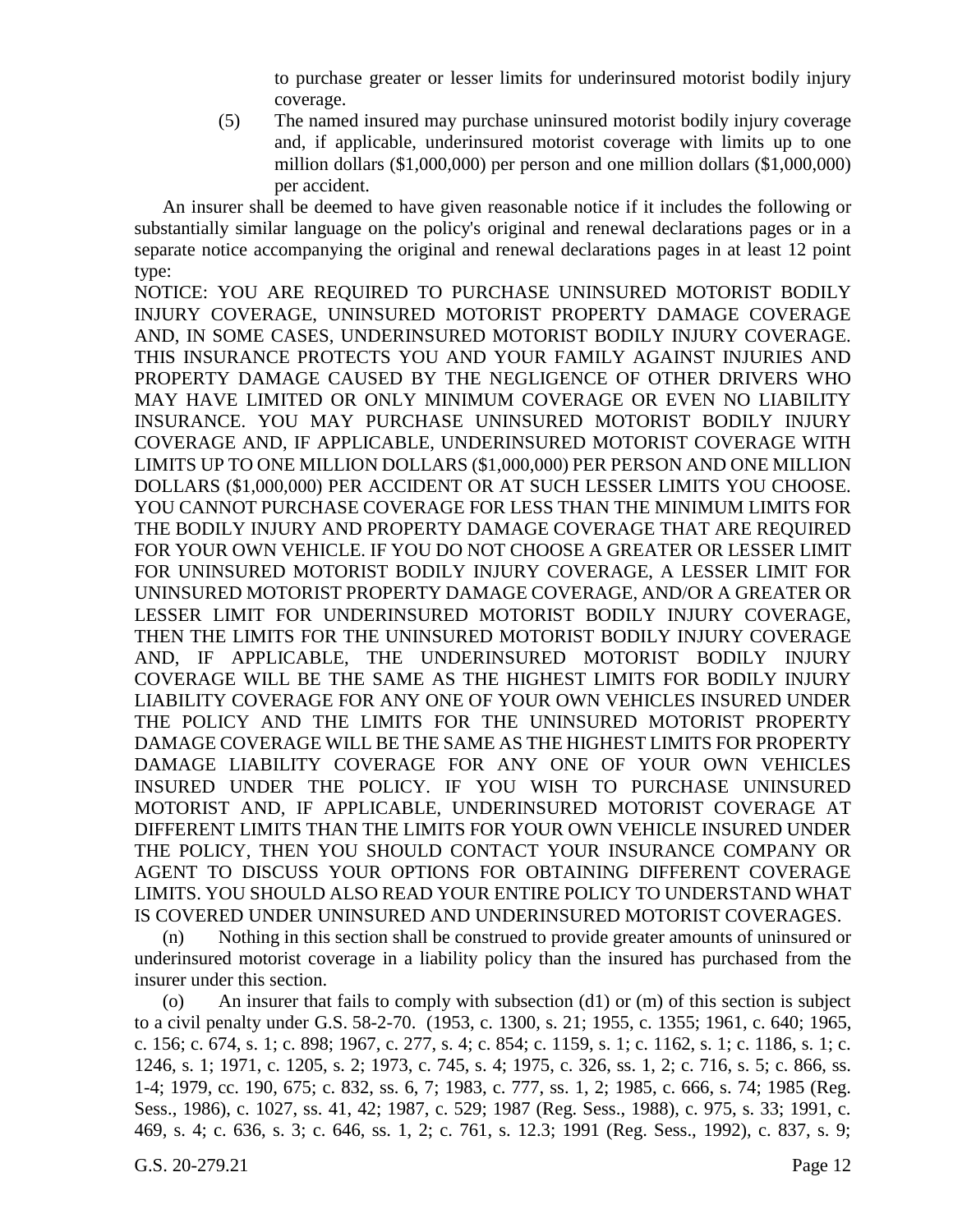to purchase greater or lesser limits for underinsured motorist bodily injury coverage.

(5) The named insured may purchase uninsured motorist bodily injury coverage and, if applicable, underinsured motorist coverage with limits up to one million dollars ($1,000,000) per person and one million dollars ($1,000,000) per accident.

An insurer shall be deemed to have given reasonable notice if it includes the following or substantially similar language on the policy's original and renewal declarations pages or in a separate notice accompanying the original and renewal declarations pages in at least 12 point type:

NOTICE: YOU ARE REQUIRED TO PURCHASE UNINSURED MOTORIST BODILY INJURY COVERAGE, UNINSURED MOTORIST PROPERTY DAMAGE COVERAGE AND, IN SOME CASES, UNDERINSURED MOTORIST BODILY INJURY COVERAGE. THIS INSURANCE PROTECTS YOU AND YOUR FAMILY AGAINST INJURIES AND PROPERTY DAMAGE CAUSED BY THE NEGLIGENCE OF OTHER DRIVERS WHO MAY HAVE LIMITED OR ONLY MINIMUM COVERAGE OR EVEN NO LIABILITY INSURANCE. YOU MAY PURCHASE UNINSURED MOTORIST BODILY INJURY COVERAGE AND, IF APPLICABLE, UNDERINSURED MOTORIST COVERAGE WITH LIMITS UP TO ONE MILLION DOLLARS ($1,000,000) PER PERSON AND ONE MILLION DOLLARS ($1,000,000) PER ACCIDENT OR AT SUCH LESSER LIMITS YOU CHOOSE. YOU CANNOT PURCHASE COVERAGE FOR LESS THAN THE MINIMUM LIMITS FOR THE BODILY INJURY AND PROPERTY DAMAGE COVERAGE THAT ARE REQUIRED FOR YOUR OWN VEHICLE. IF YOU DO NOT CHOOSE A GREATER OR LESSER LIMIT FOR UNINSURED MOTORIST BODILY INJURY COVERAGE, A LESSER LIMIT FOR UNINSURED MOTORIST PROPERTY DAMAGE COVERAGE, AND/OR A GREATER OR LESSER LIMIT FOR UNDERINSURED MOTORIST BODILY INJURY COVERAGE, THEN THE LIMITS FOR THE UNINSURED MOTORIST BODILY INJURY COVERAGE AND, IF APPLICABLE, THE UNDERINSURED MOTORIST BODILY INJURY COVERAGE WILL BE THE SAME AS THE HIGHEST LIMITS FOR BODILY INJURY LIABILITY COVERAGE FOR ANY ONE OF YOUR OWN VEHICLES INSURED UNDER THE POLICY AND THE LIMITS FOR THE UNINSURED MOTORIST PROPERTY DAMAGE COVERAGE WILL BE THE SAME AS THE HIGHEST LIMITS FOR PROPERTY DAMAGE LIABILITY COVERAGE FOR ANY ONE OF YOUR OWN VEHICLES INSURED UNDER THE POLICY. IF YOU WISH TO PURCHASE UNINSURED MOTORIST AND, IF APPLICABLE, UNDERINSURED MOTORIST COVERAGE AT DIFFERENT LIMITS THAN THE LIMITS FOR YOUR OWN VEHICLE INSURED UNDER THE POLICY, THEN YOU SHOULD CONTACT YOUR INSURANCE COMPANY OR AGENT TO DISCUSS YOUR OPTIONS FOR OBTAINING DIFFERENT COVERAGE LIMITS. YOU SHOULD ALSO READ YOUR ENTIRE POLICY TO UNDERSTAND WHAT IS COVERED UNDER UNINSURED AND UNDERINSURED MOTORIST COVERAGES.

(n) Nothing in this section shall be construed to provide greater amounts of uninsured or underinsured motorist coverage in a liability policy than the insured has purchased from the insurer under this section.

(o) An insurer that fails to comply with subsection (d1) or (m) of this section is subject to a civil penalty under G.S. 58-2-70. (1953, c. 1300, s. 21; 1955, c. 1355; 1961, c. 640; 1965, c. 156; c. 674, s. 1; c. 898; 1967, c. 277, s. 4; c. 854; c. 1159, s. 1; c. 1162, s. 1; c. 1186, s. 1; c. 1246, s. 1; 1971, c. 1205, s. 2; 1973, c. 745, s. 4; 1975, c. 326, ss. 1, 2; c. 716, s. 5; c. 866, ss. 1-4; 1979, cc. 190, 675; c. 832, ss. 6, 7; 1983, c. 777, ss. 1, 2; 1985, c. 666, s. 74; 1985 (Reg. Sess., 1986), c. 1027, ss. 41, 42; 1987, c. 529; 1987 (Reg. Sess., 1988), c. 975, s. 33; 1991, c. 469, s. 4; c. 636, s. 3; c. 646, ss. 1, 2; c. 761, s. 12.3; 1991 (Reg. Sess., 1992), c. 837, s. 9;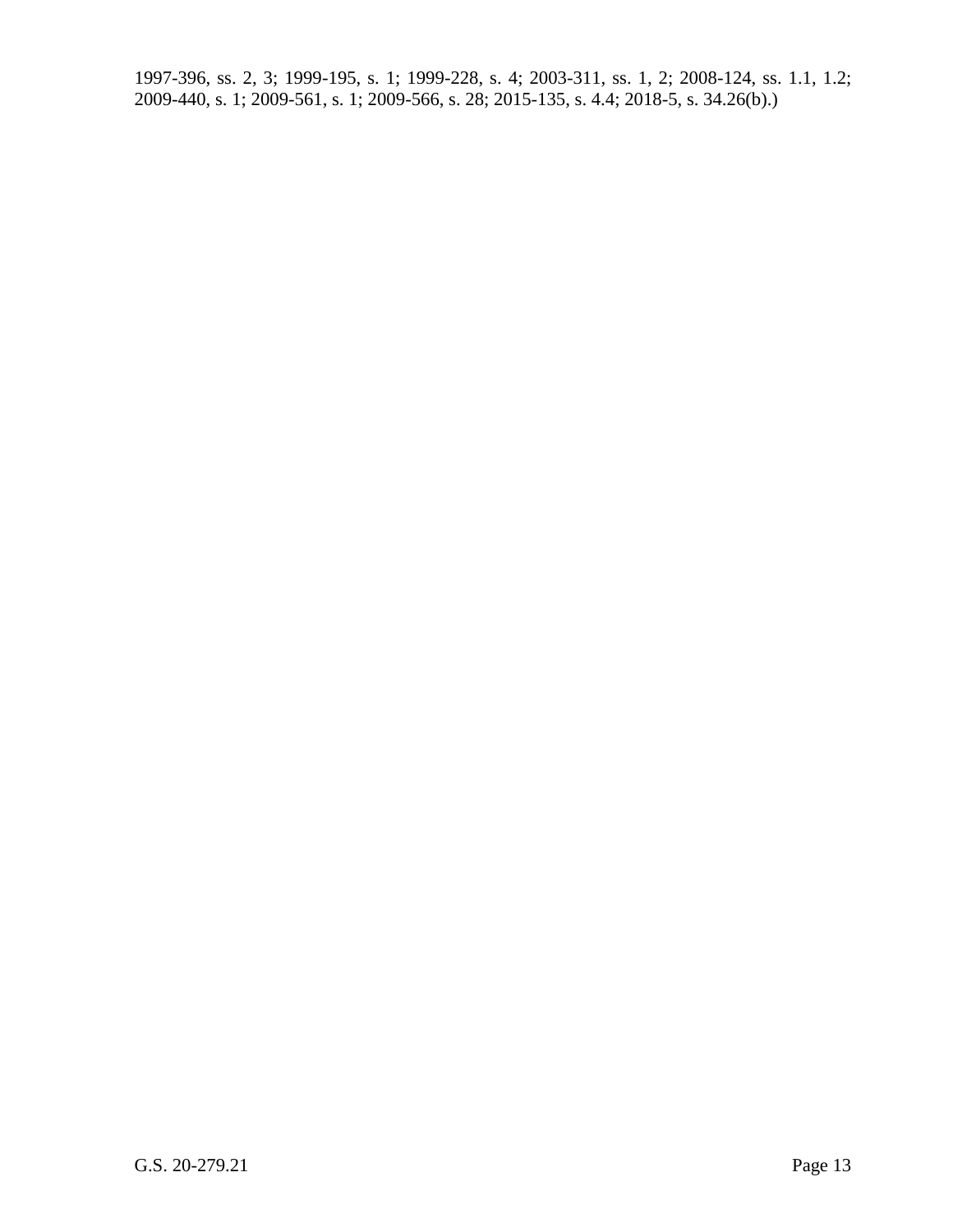1997-396, ss. 2, 3; 1999-195, s. 1; 1999-228, s. 4; 2003-311, ss. 1, 2; 2008-124, ss. 1.1, 1.2; 2009-440, s. 1; 2009-561, s. 1; 2009-566, s. 28; 2015-135, s. 4.4; 2018-5, s. 34.26(b).)